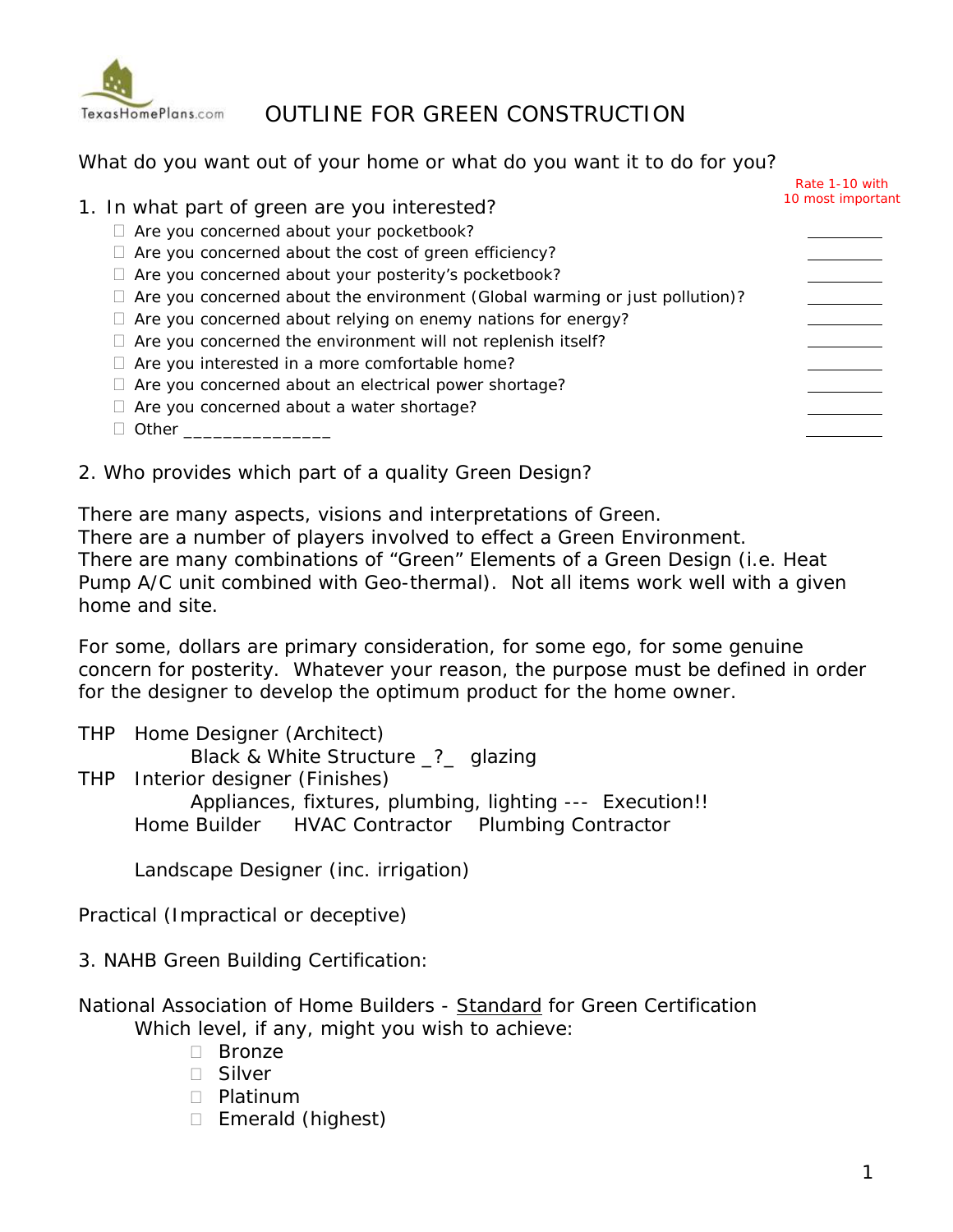TexasHomePlans.com

# OUTLINE FOR GREEN CONSTRUCTION

What do you want out of your home or what do you want it to do for you?

Rate 1-10 with 10 most important

1. In what part of green are you interested?
   - ☐ Are you concerned about your pocketbook? ________
   - ☐ Are you concerned about the cost of green efficiency? ________
   - ☐ Are you concerned about your posterity's pocketbook? ________
   - ☐ Are you concerned about the environment (Global warming or just pollution)? ________
   - ☐ Are you concerned about relying on enemy nations for energy? ________
   - ☐ Are you concerned the environment will not replenish itself? ________
   - ☐ Are you interested in a more comfortable home? ________
   - ☐ Are you concerned about an electrical power shortage? ________
   - ☐ Are you concerned about a water shortage? ________
   - ☐ Other _______________ ________

2. Who provides which part of a quality Green Design?

There are many aspects, visions and interpretations of Green.
There are a number of players involved to effect a Green Environment.
There are many combinations of "Green" Elements of a Green Design (i.e. Heat Pump A/C unit combined with Geo-thermal). Not all items work well with a given home and site.

For some, dollars are primary consideration, for some ego, for some genuine concern for posterity. Whatever your reason, the purpose must be defined in order for the designer to develop the optimum product for the home owner.

THP Home Designer (Architect)
    Black & White Structure _?_ glazing
THP Interior designer (Finishes)
    Appliances, fixtures, plumbing, lighting --- Execution!!
  Home Builder    HVAC Contractor    Plumbing Contractor

  Landscape Designer (inc. irrigation)

Practical (Impractical or deceptive)

3. NAHB Green Building Certification:

National Association of Home Builders - <u>Standard</u> for Green Certification
  Which level, if any, might you wish to achieve:
  - ☐ Bronze
  - ☐ Silver
  - ☐ Platinum
  - ☐ Emerald (highest)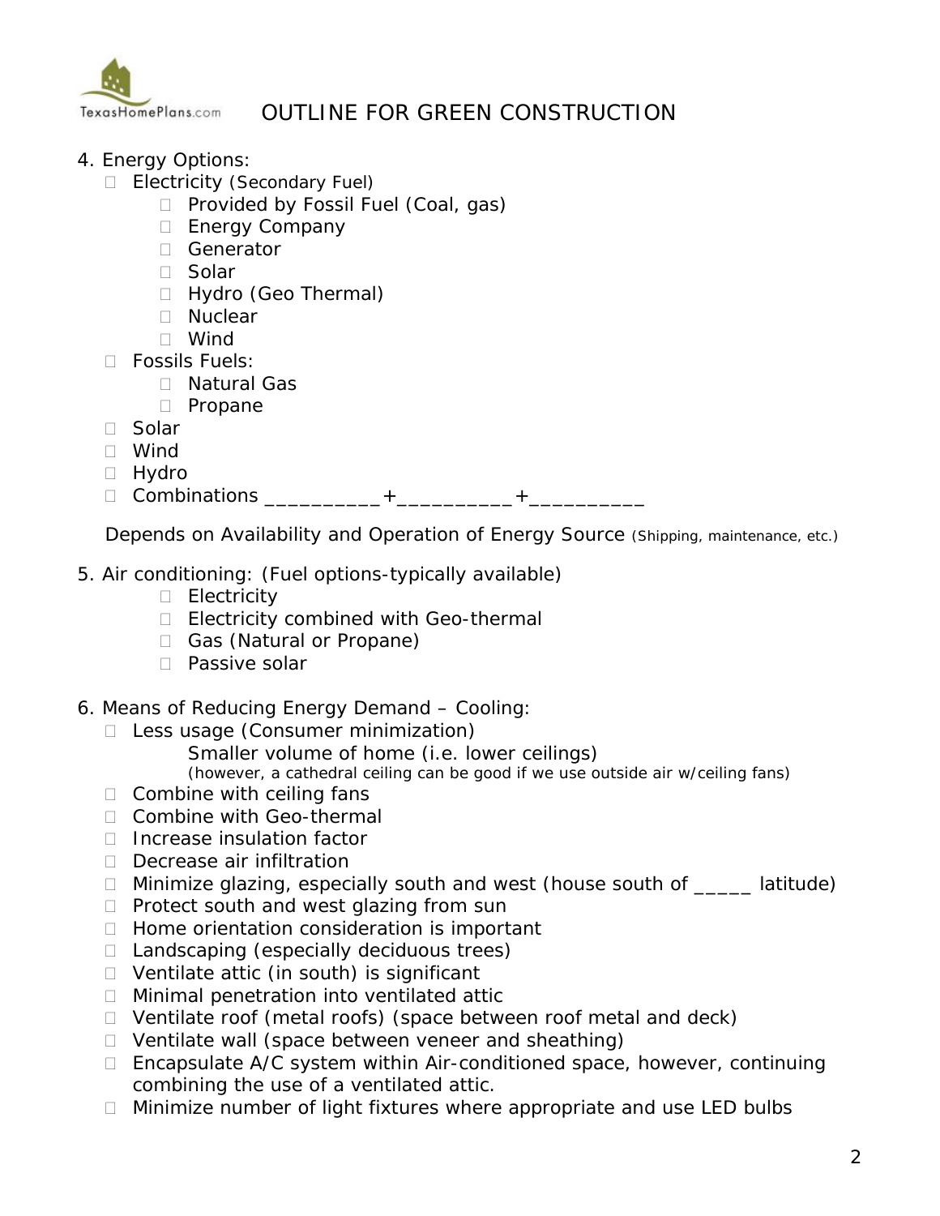# OUTLINE FOR GREEN CONSTRUCTION

4. Energy Options:
   - Electricity (Secondary Fuel)
     - Provided by Fossil Fuel (Coal, gas)
     - Energy Company
     - Generator
     - Solar
     - Hydro (Geo Thermal)
     - Nuclear
     - Wind
   - Fossils Fuels:
     - Natural Gas
     - Propane
   - Solar
   - Wind
   - Hydro
   - Combinations __________+__________+__________

   Depends on Availability and Operation of Energy Source (Shipping, maintenance, etc.)

5. Air conditioning: (Fuel options-typically available)
   - Electricity
   - Electricity combined with Geo-thermal
   - Gas (Natural or Propane)
   - Passive solar

6. Means of Reducing Energy Demand – Cooling:
   - Less usage (Consumer minimization)

     Smaller volume of home (i.e. lower ceilings)

     (however, a cathedral ceiling can be good if we use outside air w/ceiling fans)
   - Combine with ceiling fans
   - Combine with Geo-thermal
   - Increase insulation factor
   - Decrease air infiltration
   - Minimize glazing, especially south and west (house south of _____ latitude)
   - Protect south and west glazing from sun
   - Home orientation consideration is important
   - Landscaping (especially deciduous trees)
   - Ventilate attic (in south) is significant
   - Minimal penetration into ventilated attic
   - Ventilate roof (metal roofs) (space between roof metal and deck)
   - Ventilate wall (space between veneer and sheathing)
   - Encapsulate A/C system within Air-conditioned space, however, continuing combining the use of a ventilated attic.
   - Minimize number of light fixtures where appropriate and use LED bulbs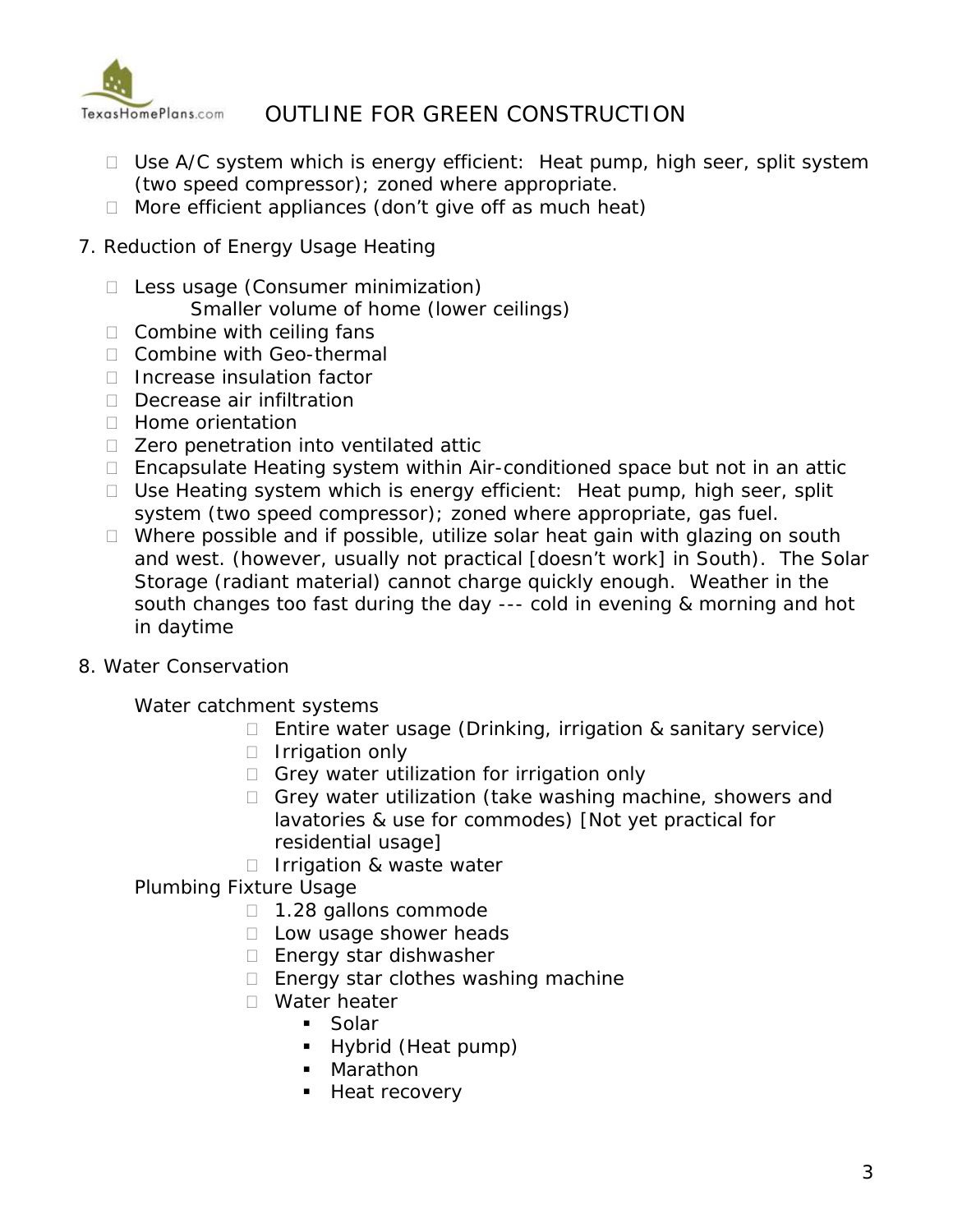- Use A/C system which is energy efficient: Heat pump, high seer, split system (two speed compressor); zoned where appropriate.
- More efficient appliances (don't give off as much heat)

7. Reduction of Energy Usage Heating

- Less usage (Consumer minimization)
  Smaller volume of home (lower ceilings)
- Combine with ceiling fans
- Combine with Geo-thermal
- Increase insulation factor
- Decrease air infiltration
- Home orientation
- Zero penetration into ventilated attic
- Encapsulate Heating system within Air-conditioned space but not in an attic
- Use Heating system which is energy efficient: Heat pump, high seer, split system (two speed compressor); zoned where appropriate, gas fuel.
- Where possible and if possible, utilize solar heat gain with glazing on south and west. (however, usually not practical [doesn't work] in South). The Solar Storage (radiant material) cannot charge quickly enough. Weather in the south changes too fast during the day --- cold in evening & morning and hot in daytime

8. Water Conservation

Water catchment systems

- Entire water usage (Drinking, irrigation & sanitary service)
- Irrigation only
- Grey water utilization for irrigation only
- Grey water utilization (take washing machine, showers and lavatories & use for commodes) [Not yet practical for residential usage]
- Irrigation & waste water

Plumbing Fixture Usage

- 1.28 gallons commode
- Low usage shower heads
- Energy star dishwasher
- Energy star clothes washing machine
- Water heater
  - Solar
  - Hybrid (Heat pump)
  - Marathon
  - Heat recovery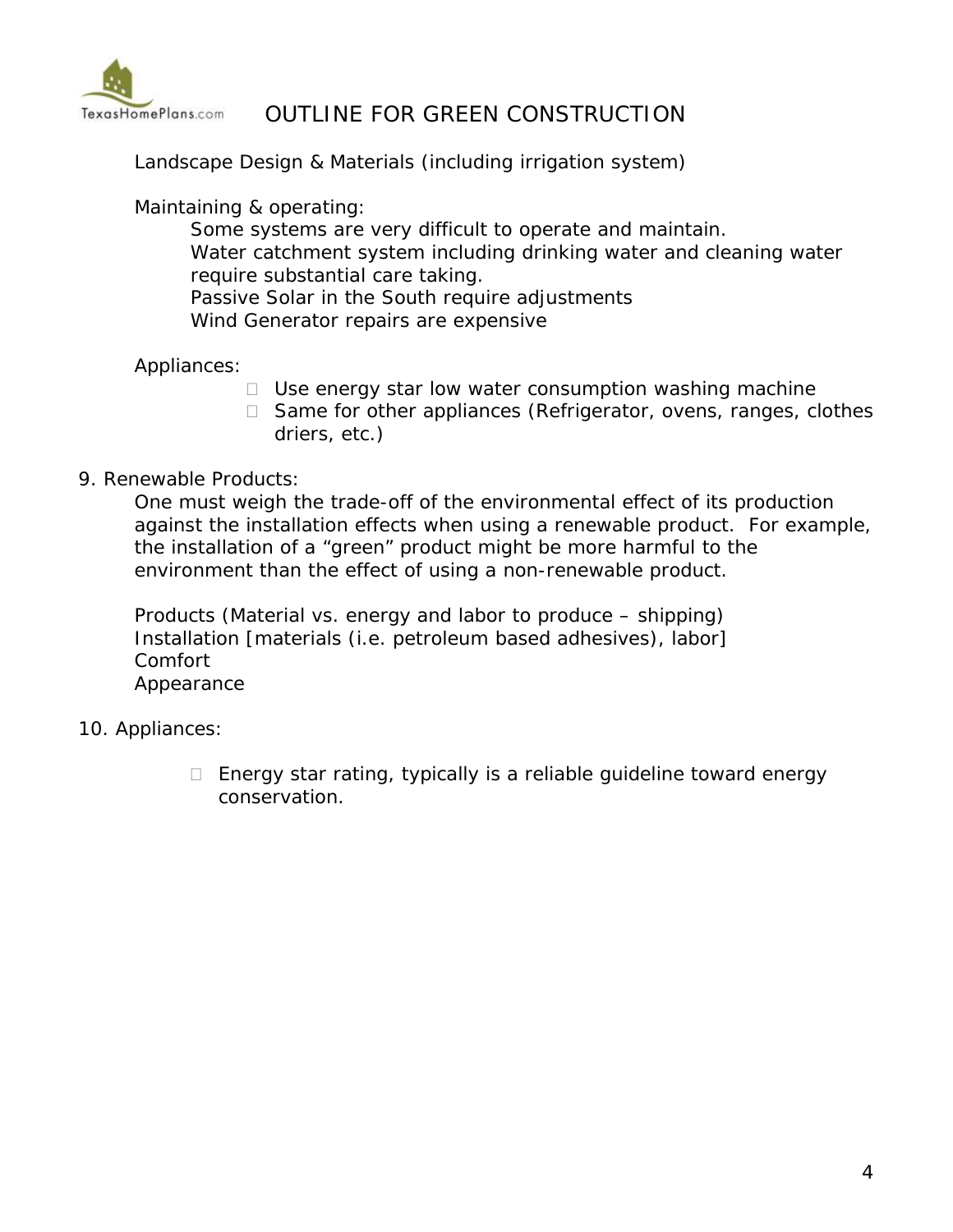Landscape Design & Materials (including irrigation system)

Maintaining & operating:

Some systems are very difficult to operate and maintain.
Water catchment system including drinking water and cleaning water require substantial care taking.
Passive Solar in the South require adjustments
Wind Generator repairs are expensive

Appliances:

- Use energy star low water consumption washing machine
- Same for other appliances (Refrigerator, ovens, ranges, clothes driers, etc.)

9. Renewable Products:

One must weigh the trade-off of the environmental effect of its production against the installation effects when using a renewable product. For example, the installation of a "green" product might be more harmful to the environment than the effect of using a non-renewable product.

Products (Material vs. energy and labor to produce – shipping)
Installation [materials (i.e. petroleum based adhesives), labor]
Comfort
Appearance

10. Appliances:

- Energy star rating, typically is a reliable guideline toward energy conservation.